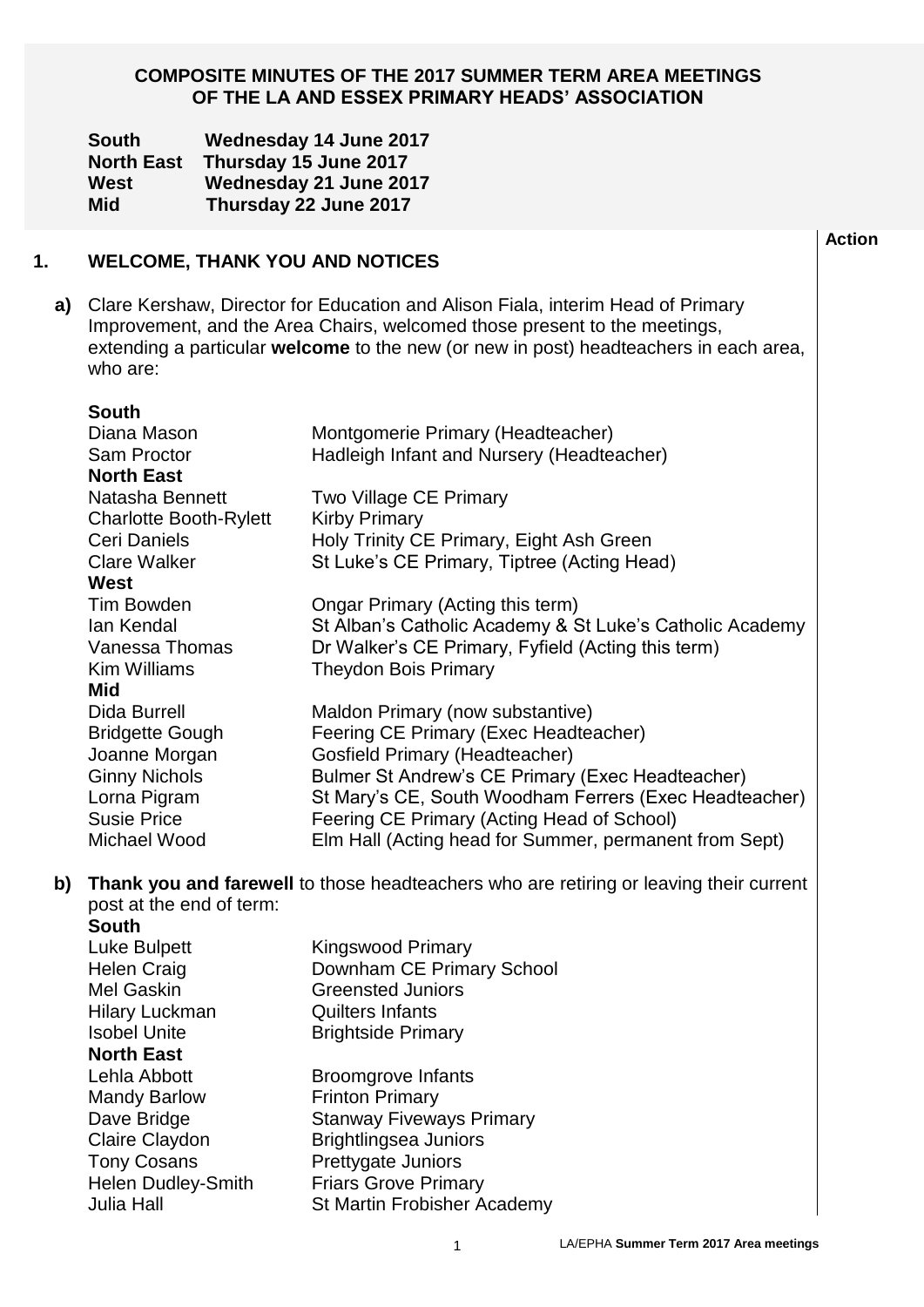# COMPOSITE MINUTES OF THE 2017 SUMMER TERM AREA MEETINGS OF THE LA AND ESSEX PRIMARY HEADS' ASSOCIATION

**South** Wednesday 14 June 2017
**North East** Thursday 15 June 2017
**West** Wednesday 21 June 2017
**Mid** Thursday 22 June 2017

**Action**

## 1. WELCOME, THANK YOU AND NOTICES

**a)** Clare Kershaw, Director for Education and Alison Fiala, interim Head of Primary Improvement, and the Area Chairs, welcomed those present to the meetings, extending a particular **welcome** to the new (or new in post) headteachers in each area, who are:

**South**

| | |
|---|---|
| Diana Mason | Montgomerie Primary (Headteacher) |
| Sam Proctor | Hadleigh Infant and Nursery (Headteacher) |

**North East**

| | |
|---|---|
| Natasha Bennett | Two Village CE Primary |
| Charlotte Booth-Rylett | Kirby Primary |
| Ceri Daniels | Holy Trinity CE Primary, Eight Ash Green |
| Clare Walker | St Luke's CE Primary, Tiptree (Acting Head) |

**West**

| | |
|---|---|
| Tim Bowden | Ongar Primary (Acting this term) |
| Ian Kendal | St Alban's Catholic Academy & St Luke's Catholic Academy |
| Vanessa Thomas | Dr Walker's CE Primary, Fyfield (Acting this term) |
| Kim Williams | Theydon Bois Primary |

**Mid**

| | |
|---|---|
| Dida Burrell | Maldon Primary (now substantive) |
| Bridgette Gough | Feering CE Primary (Exec Headteacher) |
| Joanne Morgan | Gosfield Primary (Headteacher) |
| Ginny Nichols | Bulmer St Andrew's CE Primary (Exec Headteacher) |
| Lorna Pigram | St Mary's CE, South Woodham Ferrers (Exec Headteacher) |
| Susie Price | Feering CE Primary (Acting Head of School) |
| Michael Wood | Elm Hall (Acting head for Summer, permanent from Sept) |

**b)** **Thank you and farewell** to those headteachers who are retiring or leaving their current post at the end of term:

**South**

| | |
|---|---|
| Luke Bulpett | Kingswood Primary |
| Helen Craig | Downham CE Primary School |
| Mel Gaskin | Greensted Juniors |
| Hilary Luckman | Quilters Infants |
| Isobel Unite | Brightside Primary |

**North East**

| | |
|---|---|
| Lehla Abbott | Broomgrove Infants |
| Mandy Barlow | Frinton Primary |
| Dave Bridge | Stanway Fiveways Primary |
| Claire Claydon | Brightlingsea Juniors |
| Tony Cosans | Prettygate Juniors |
| Helen Dudley-Smith | Friars Grove Primary |
| Julia Hall | St Martin Frobisher Academy |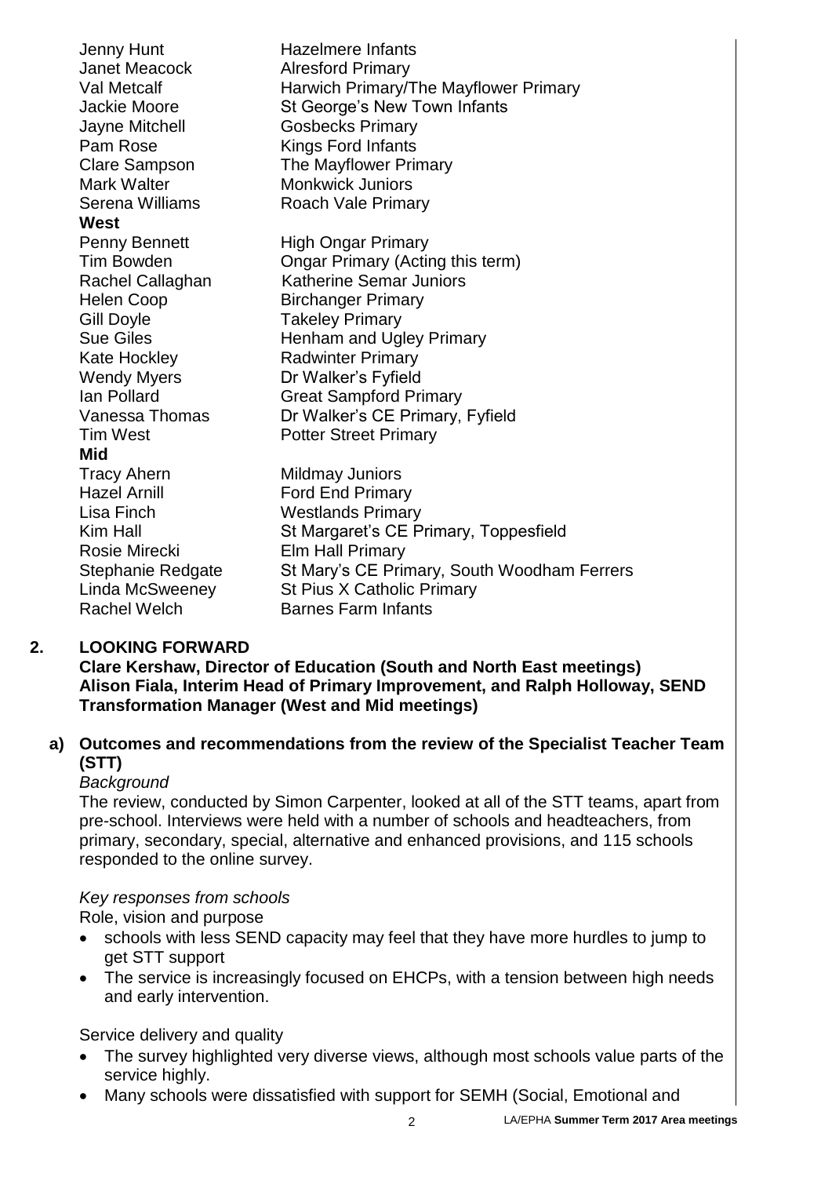| | |
|---|---|
| Jenny Hunt | Hazelmere Infants |
| Janet Meacock | Alresford Primary |
| Val Metcalf | Harwich Primary/The Mayflower Primary |
| Jackie Moore | St George's New Town Infants |
| Jayne Mitchell | Gosbecks Primary |
| Pam Rose | Kings Ford Infants |
| Clare Sampson | The Mayflower Primary |
| Mark Walter | Monkwick Juniors |
| Serena Williams | Roach Vale Primary |
| **West** | |
| Penny Bennett | High Ongar Primary |
| Tim Bowden | Ongar Primary (Acting this term) |
| Rachel Callaghan | Katherine Semar Juniors |
| Helen Coop | Birchanger Primary |
| Gill Doyle | Takeley Primary |
| Sue Giles | Henham and Ugley Primary |
| Kate Hockley | Radwinter Primary |
| Wendy Myers | Dr Walker's Fyfield |
| Ian Pollard | Great Sampford Primary |
| Vanessa Thomas | Dr Walker's CE Primary, Fyfield |
| Tim West | Potter Street Primary |
| **Mid** | |
| Tracy Ahern | Mildmay Juniors |
| Hazel Arnill | Ford End Primary |
| Lisa Finch | Westlands Primary |
| Kim Hall | St Margaret's CE Primary, Toppesfield |
| Rosie Mirecki | Elm Hall Primary |
| Stephanie Redgate | St Mary's CE Primary, South Woodham Ferrers |
| Linda McSweeney | St Pius X Catholic Primary |
| Rachel Welch | Barnes Farm Infants |

## 2. LOOKING FORWARD

**Clare Kershaw, Director of Education (South and North East meetings)**
**Alison Fiala, Interim Head of Primary Improvement, and Ralph Holloway, SEND Transformation Manager (West and Mid meetings)**

### a) Outcomes and recommendations from the review of the Specialist Teacher Team (STT)

*Background*

The review, conducted by Simon Carpenter, looked at all of the STT teams, apart from pre-school. Interviews were held with a number of schools and headteachers, from primary, secondary, special, alternative and enhanced provisions, and 115 schools responded to the online survey.

*Key responses from schools*

Role, vision and purpose

- schools with less SEND capacity may feel that they have more hurdles to jump to get STT support
- The service is increasingly focused on EHCPs, with a tension between high needs and early intervention.

Service delivery and quality

- The survey highlighted very diverse views, although most schools value parts of the service highly.
- Many schools were dissatisfied with support for SEMH (Social, Emotional and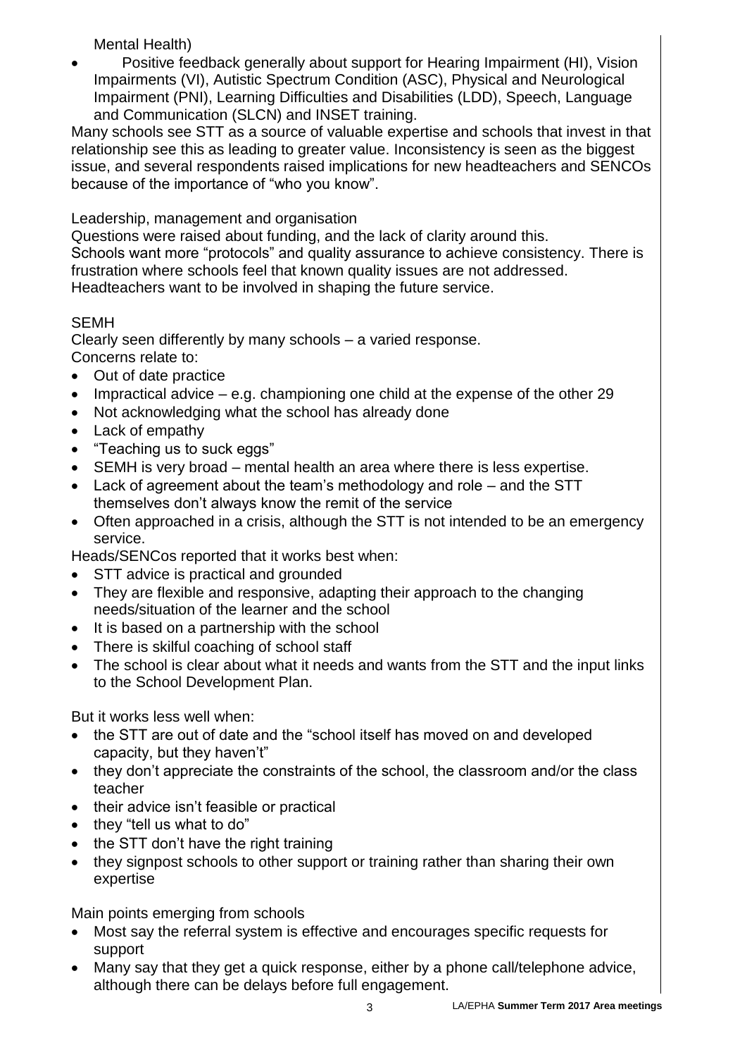Mental Health)

- Positive feedback generally about support for Hearing Impairment (HI), Vision Impairments (VI), Autistic Spectrum Condition (ASC), Physical and Neurological Impairment (PNI), Learning Difficulties and Disabilities (LDD), Speech, Language and Communication (SLCN) and INSET training.

Many schools see STT as a source of valuable expertise and schools that invest in that relationship see this as leading to greater value. Inconsistency is seen as the biggest issue, and several respondents raised implications for new headteachers and SENCOs because of the importance of "who you know".

Leadership, management and organisation

Questions were raised about funding, and the lack of clarity around this.
Schools want more "protocols" and quality assurance to achieve consistency. There is frustration where schools feel that known quality issues are not addressed.
Headteachers want to be involved in shaping the future service.

SEMH

Clearly seen differently by many schools – a varied response.
Concerns relate to:

- Out of date practice
- Impractical advice – e.g. championing one child at the expense of the other 29
- Not acknowledging what the school has already done
- Lack of empathy
- "Teaching us to suck eggs"
- SEMH is very broad – mental health an area where there is less expertise.
- Lack of agreement about the team's methodology and role – and the STT themselves don't always know the remit of the service
- Often approached in a crisis, although the STT is not intended to be an emergency service.

Heads/SENCos reported that it works best when:

- STT advice is practical and grounded
- They are flexible and responsive, adapting their approach to the changing needs/situation of the learner and the school
- It is based on a partnership with the school
- There is skilful coaching of school staff
- The school is clear about what it needs and wants from the STT and the input links to the School Development Plan.

But it works less well when:

- the STT are out of date and the "school itself has moved on and developed capacity, but they haven't"
- they don't appreciate the constraints of the school, the classroom and/or the class teacher
- their advice isn't feasible or practical
- they "tell us what to do"
- the STT don't have the right training
- they signpost schools to other support or training rather than sharing their own expertise

Main points emerging from schools

- Most say the referral system is effective and encourages specific requests for support
- Many say that they get a quick response, either by a phone call/telephone advice, although there can be delays before full engagement.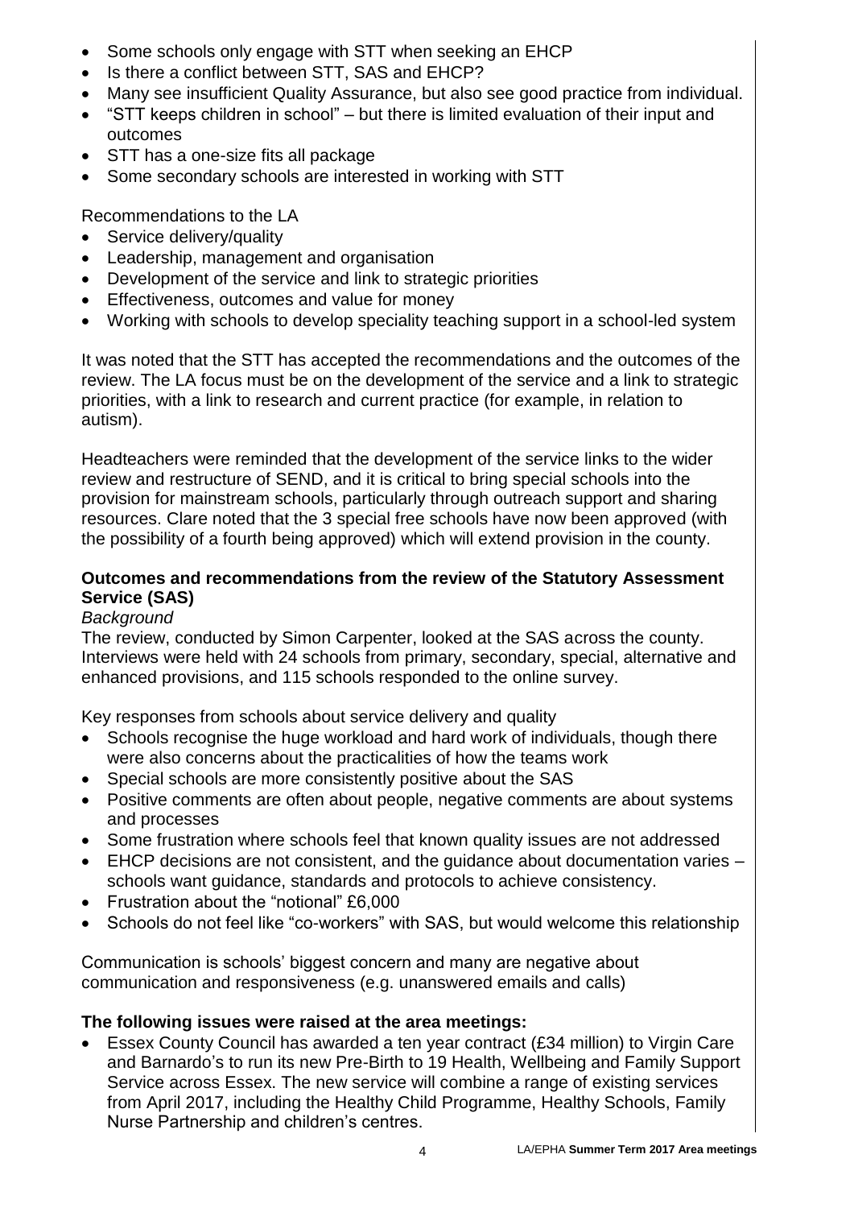- Some schools only engage with STT when seeking an EHCP
- Is there a conflict between STT, SAS and EHCP?
- Many see insufficient Quality Assurance, but also see good practice from individual.
- "STT keeps children in school" – but there is limited evaluation of their input and outcomes
- STT has a one-size fits all package
- Some secondary schools are interested in working with STT

Recommendations to the LA

- Service delivery/quality
- Leadership, management and organisation
- Development of the service and link to strategic priorities
- Effectiveness, outcomes and value for money
- Working with schools to develop speciality teaching support in a school-led system

It was noted that the STT has accepted the recommendations and the outcomes of the review. The LA focus must be on the development of the service and a link to strategic priorities, with a link to research and current practice (for example, in relation to autism).

Headteachers were reminded that the development of the service links to the wider review and restructure of SEND, and it is critical to bring special schools into the provision for mainstream schools, particularly through outreach support and sharing resources. Clare noted that the 3 special free schools have now been approved (with the possibility of a fourth being approved) which will extend provision in the county.

**Outcomes and recommendations from the review of the Statutory Assessment Service (SAS)**

*Background*

The review, conducted by Simon Carpenter, looked at the SAS across the county. Interviews were held with 24 schools from primary, secondary, special, alternative and enhanced provisions, and 115 schools responded to the online survey.

Key responses from schools about service delivery and quality

- Schools recognise the huge workload and hard work of individuals, though there were also concerns about the practicalities of how the teams work
- Special schools are more consistently positive about the SAS
- Positive comments are often about people, negative comments are about systems and processes
- Some frustration where schools feel that known quality issues are not addressed
- EHCP decisions are not consistent, and the guidance about documentation varies – schools want guidance, standards and protocols to achieve consistency.
- Frustration about the "notional" £6,000
- Schools do not feel like "co-workers" with SAS, but would welcome this relationship

Communication is schools' biggest concern and many are negative about communication and responsiveness (e.g. unanswered emails and calls)

**The following issues were raised at the area meetings:**

- Essex County Council has awarded a ten year contract (£34 million) to Virgin Care and Barnardo's to run its new Pre-Birth to 19 Health, Wellbeing and Family Support Service across Essex. The new service will combine a range of existing services from April 2017, including the Healthy Child Programme, Healthy Schools, Family Nurse Partnership and children's centres.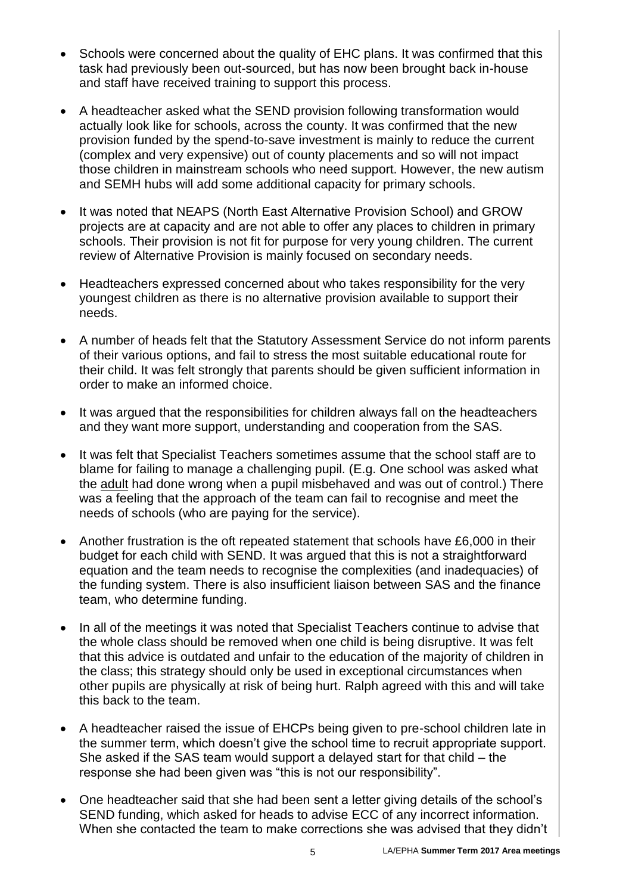- Schools were concerned about the quality of EHC plans. It was confirmed that this task had previously been out-sourced, but has now been brought back in-house and staff have received training to support this process.

- A headteacher asked what the SEND provision following transformation would actually look like for schools, across the county. It was confirmed that the new provision funded by the spend-to-save investment is mainly to reduce the current (complex and very expensive) out of county placements and so will not impact those children in mainstream schools who need support. However, the new autism and SEMH hubs will add some additional capacity for primary schools.

- It was noted that NEAPS (North East Alternative Provision School) and GROW projects are at capacity and are not able to offer any places to children in primary schools. Their provision is not fit for purpose for very young children. The current review of Alternative Provision is mainly focused on secondary needs.

- Headteachers expressed concerned about who takes responsibility for the very youngest children as there is no alternative provision available to support their needs.

- A number of heads felt that the Statutory Assessment Service do not inform parents of their various options, and fail to stress the most suitable educational route for their child. It was felt strongly that parents should be given sufficient information in order to make an informed choice.

- It was argued that the responsibilities for children always fall on the headteachers and they want more support, understanding and cooperation from the SAS.

- It was felt that Specialist Teachers sometimes assume that the school staff are to blame for failing to manage a challenging pupil. (E.g. One school was asked what the adult had done wrong when a pupil misbehaved and was out of control.) There was a feeling that the approach of the team can fail to recognise and meet the needs of schools (who are paying for the service).

- Another frustration is the oft repeated statement that schools have £6,000 in their budget for each child with SEND. It was argued that this is not a straightforward equation and the team needs to recognise the complexities (and inadequacies) of the funding system. There is also insufficient liaison between SAS and the finance team, who determine funding.

- In all of the meetings it was noted that Specialist Teachers continue to advise that the whole class should be removed when one child is being disruptive. It was felt that this advice is outdated and unfair to the education of the majority of children in the class; this strategy should only be used in exceptional circumstances when other pupils are physically at risk of being hurt. Ralph agreed with this and will take this back to the team.

- A headteacher raised the issue of EHCPs being given to pre-school children late in the summer term, which doesn't give the school time to recruit appropriate support. She asked if the SAS team would support a delayed start for that child – the response she had been given was "this is not our responsibility".

- One headteacher said that she had been sent a letter giving details of the school's SEND funding, which asked for heads to advise ECC of any incorrect information. When she contacted the team to make corrections she was advised that they didn't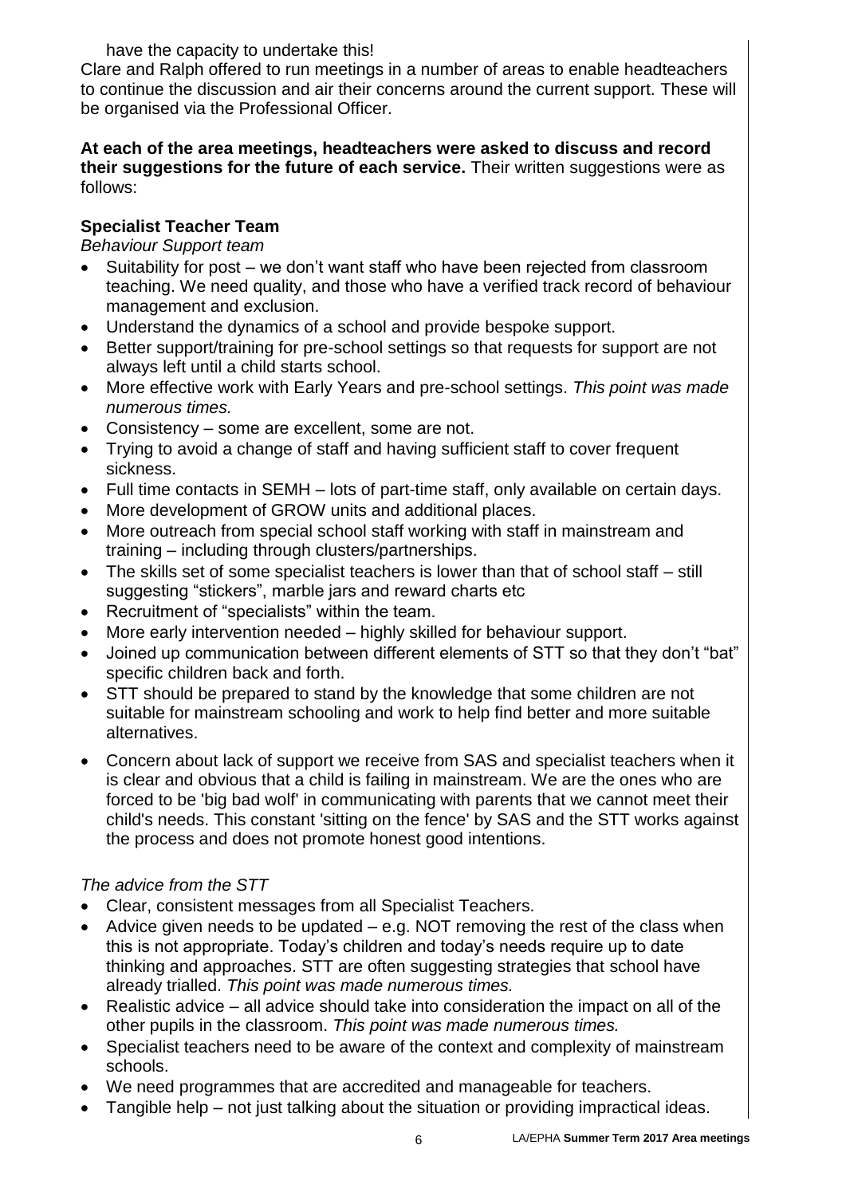have the capacity to undertake this!

Clare and Ralph offered to run meetings in a number of areas to enable headteachers to continue the discussion and air their concerns around the current support. These will be organised via the Professional Officer.

**At each of the area meetings, headteachers were asked to discuss and record their suggestions for the future of each service.** Their written suggestions were as follows:

### Specialist Teacher Team

*Behaviour Support team*

- Suitability for post – we don't want staff who have been rejected from classroom teaching. We need quality, and those who have a verified track record of behaviour management and exclusion.
- Understand the dynamics of a school and provide bespoke support.
- Better support/training for pre-school settings so that requests for support are not always left until a child starts school.
- More effective work with Early Years and pre-school settings. *This point was made numerous times.*
- Consistency – some are excellent, some are not.
- Trying to avoid a change of staff and having sufficient staff to cover frequent sickness.
- Full time contacts in SEMH – lots of part-time staff, only available on certain days.
- More development of GROW units and additional places.
- More outreach from special school staff working with staff in mainstream and training – including through clusters/partnerships.
- The skills set of some specialist teachers is lower than that of school staff – still suggesting "stickers", marble jars and reward charts etc
- Recruitment of "specialists" within the team.
- More early intervention needed – highly skilled for behaviour support.
- Joined up communication between different elements of STT so that they don't "bat" specific children back and forth.
- STT should be prepared to stand by the knowledge that some children are not suitable for mainstream schooling and work to help find better and more suitable alternatives.
- Concern about lack of support we receive from SAS and specialist teachers when it is clear and obvious that a child is failing in mainstream. We are the ones who are forced to be 'big bad wolf' in communicating with parents that we cannot meet their child's needs. This constant 'sitting on the fence' by SAS and the STT works against the process and does not promote honest good intentions.

*The advice from the STT*

- Clear, consistent messages from all Specialist Teachers.
- Advice given needs to be updated – e.g. NOT removing the rest of the class when this is not appropriate. Today's children and today's needs require up to date thinking and approaches. STT are often suggesting strategies that school have already trialled. *This point was made numerous times.*
- Realistic advice – all advice should take into consideration the impact on all of the other pupils in the classroom. *This point was made numerous times.*
- Specialist teachers need to be aware of the context and complexity of mainstream schools.
- We need programmes that are accredited and manageable for teachers.
- Tangible help – not just talking about the situation or providing impractical ideas.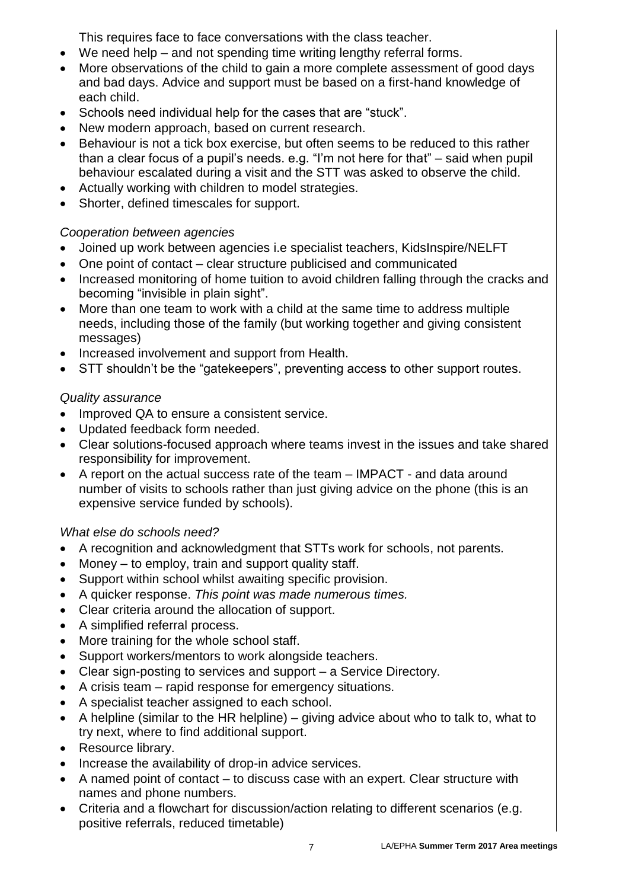This requires face to face conversations with the class teacher.

- We need help – and not spending time writing lengthy referral forms.
- More observations of the child to gain a more complete assessment of good days and bad days. Advice and support must be based on a first-hand knowledge of each child.
- Schools need individual help for the cases that are "stuck".
- New modern approach, based on current research.
- Behaviour is not a tick box exercise, but often seems to be reduced to this rather than a clear focus of a pupil's needs. e.g. "I'm not here for that" – said when pupil behaviour escalated during a visit and the STT was asked to observe the child.
- Actually working with children to model strategies.
- Shorter, defined timescales for support.

*Cooperation between agencies*

- Joined up work between agencies i.e specialist teachers, KidsInspire/NELFT
- One point of contact – clear structure publicised and communicated
- Increased monitoring of home tuition to avoid children falling through the cracks and becoming "invisible in plain sight".
- More than one team to work with a child at the same time to address multiple needs, including those of the family (but working together and giving consistent messages)
- Increased involvement and support from Health.
- STT shouldn't be the "gatekeepers", preventing access to other support routes.

*Quality assurance*

- Improved QA to ensure a consistent service.
- Updated feedback form needed.
- Clear solutions-focused approach where teams invest in the issues and take shared responsibility for improvement.
- A report on the actual success rate of the team – IMPACT - and data around number of visits to schools rather than just giving advice on the phone (this is an expensive service funded by schools).

*What else do schools need?*

- A recognition and acknowledgment that STTs work for schools, not parents.
- Money – to employ, train and support quality staff.
- Support within school whilst awaiting specific provision.
- A quicker response. *This point was made numerous times.*
- Clear criteria around the allocation of support.
- A simplified referral process.
- More training for the whole school staff.
- Support workers/mentors to work alongside teachers.
- Clear sign-posting to services and support – a Service Directory.
- A crisis team – rapid response for emergency situations.
- A specialist teacher assigned to each school.
- A helpline (similar to the HR helpline) – giving advice about who to talk to, what to try next, where to find additional support.
- Resource library.
- Increase the availability of drop-in advice services.
- A named point of contact – to discuss case with an expert. Clear structure with names and phone numbers.
- Criteria and a flowchart for discussion/action relating to different scenarios (e.g. positive referrals, reduced timetable)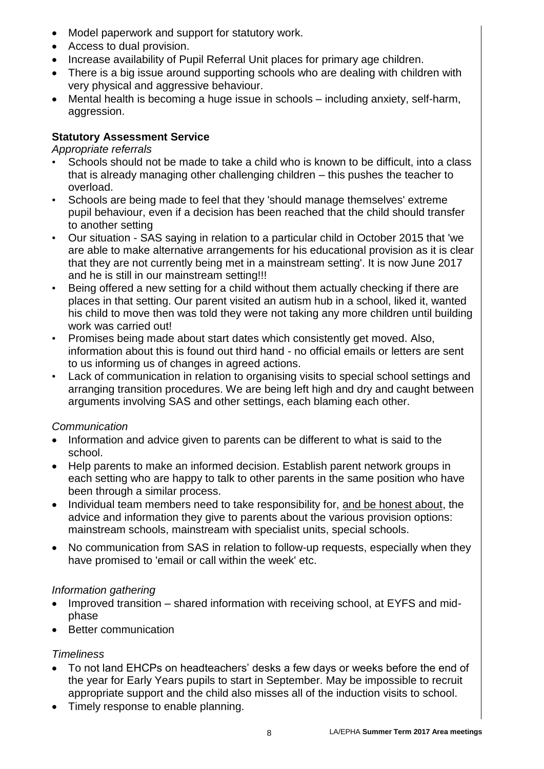- Model paperwork and support for statutory work.
- Access to dual provision.
- Increase availability of Pupil Referral Unit places for primary age children.
- There is a big issue around supporting schools who are dealing with children with very physical and aggressive behaviour.
- Mental health is becoming a huge issue in schools – including anxiety, self-harm, aggression.

**Statutory Assessment Service**

*Appropriate referrals*

- Schools should not be made to take a child who is known to be difficult, into a class that is already managing other challenging children – this pushes the teacher to overload.
- Schools are being made to feel that they 'should manage themselves' extreme pupil behaviour, even if a decision has been reached that the child should transfer to another setting
- Our situation - SAS saying in relation to a particular child in October 2015 that 'we are able to make alternative arrangements for his educational provision as it is clear that they are not currently being met in a mainstream setting'. It is now June 2017 and he is still in our mainstream setting!!!
- Being offered a new setting for a child without them actually checking if there are places in that setting. Our parent visited an autism hub in a school, liked it, wanted his child to move then was told they were not taking any more children until building work was carried out!
- Promises being made about start dates which consistently get moved. Also, information about this is found out third hand - no official emails or letters are sent to us informing us of changes in agreed actions.
- Lack of communication in relation to organising visits to special school settings and arranging transition procedures. We are being left high and dry and caught between arguments involving SAS and other settings, each blaming each other.

*Communication*

- Information and advice given to parents can be different to what is said to the school.
- Help parents to make an informed decision. Establish parent network groups in each setting who are happy to talk to other parents in the same position who have been through a similar process.
- Individual team members need to take responsibility for, <u>and be honest about</u>, the advice and information they give to parents about the various provision options: mainstream schools, mainstream with specialist units, special schools.
- No communication from SAS in relation to follow-up requests, especially when they have promised to 'email or call within the week' etc.

*Information gathering*

- Improved transition – shared information with receiving school, at EYFS and mid-phase
- Better communication

*Timeliness*

- To not land EHCPs on headteachers' desks a few days or weeks before the end of the year for Early Years pupils to start in September. May be impossible to recruit appropriate support and the child also misses all of the induction visits to school.
- Timely response to enable planning.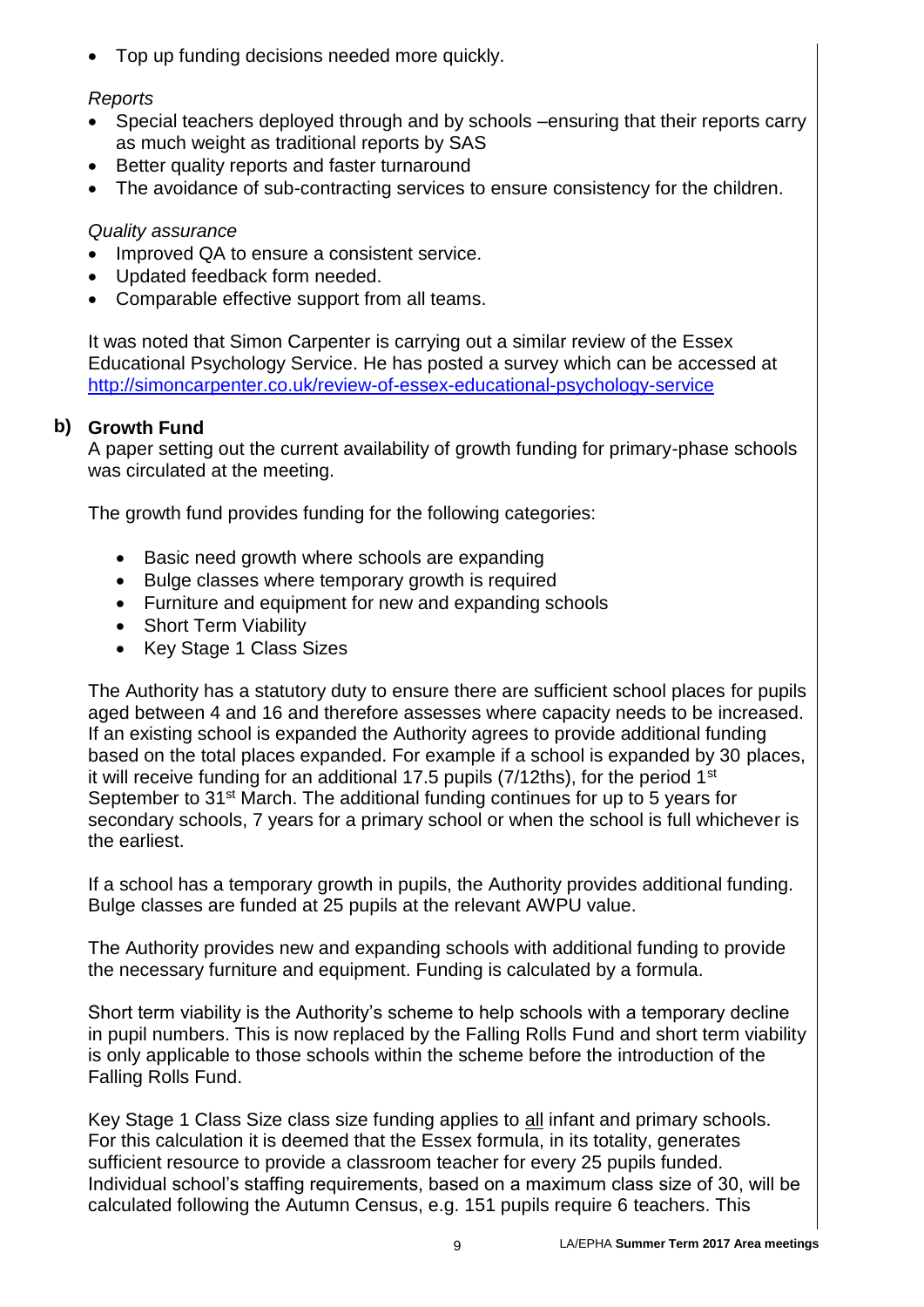- Top up funding decisions needed more quickly.

*Reports*

- Special teachers deployed through and by schools –ensuring that their reports carry as much weight as traditional reports by SAS
- Better quality reports and faster turnaround
- The avoidance of sub-contracting services to ensure consistency for the children.

*Quality assurance*

- Improved QA to ensure a consistent service.
- Updated feedback form needed.
- Comparable effective support from all teams.

It was noted that Simon Carpenter is carrying out a similar review of the Essex Educational Psychology Service. He has posted a survey which can be accessed at http://simoncarpenter.co.uk/review-of-essex-educational-psychology-service

**b) Growth Fund**

A paper setting out the current availability of growth funding for primary-phase schools was circulated at the meeting.

The growth fund provides funding for the following categories:

- Basic need growth where schools are expanding
- Bulge classes where temporary growth is required
- Furniture and equipment for new and expanding schools
- Short Term Viability
- Key Stage 1 Class Sizes

The Authority has a statutory duty to ensure there are sufficient school places for pupils aged between 4 and 16 and therefore assesses where capacity needs to be increased. If an existing school is expanded the Authority agrees to provide additional funding based on the total places expanded. For example if a school is expanded by 30 places, it will receive funding for an additional 17.5 pupils (7/12ths), for the period 1st September to 31st March. The additional funding continues for up to 5 years for secondary schools, 7 years for a primary school or when the school is full whichever is the earliest.

If a school has a temporary growth in pupils, the Authority provides additional funding. Bulge classes are funded at 25 pupils at the relevant AWPU value.

The Authority provides new and expanding schools with additional funding to provide the necessary furniture and equipment. Funding is calculated by a formula.

Short term viability is the Authority's scheme to help schools with a temporary decline in pupil numbers. This is now replaced by the Falling Rolls Fund and short term viability is only applicable to those schools within the scheme before the introduction of the Falling Rolls Fund.

Key Stage 1 Class Size class size funding applies to <u>all</u> infant and primary schools. For this calculation it is deemed that the Essex formula, in its totality, generates sufficient resource to provide a classroom teacher for every 25 pupils funded. Individual school's staffing requirements, based on a maximum class size of 30, will be calculated following the Autumn Census, e.g. 151 pupils require 6 teachers. This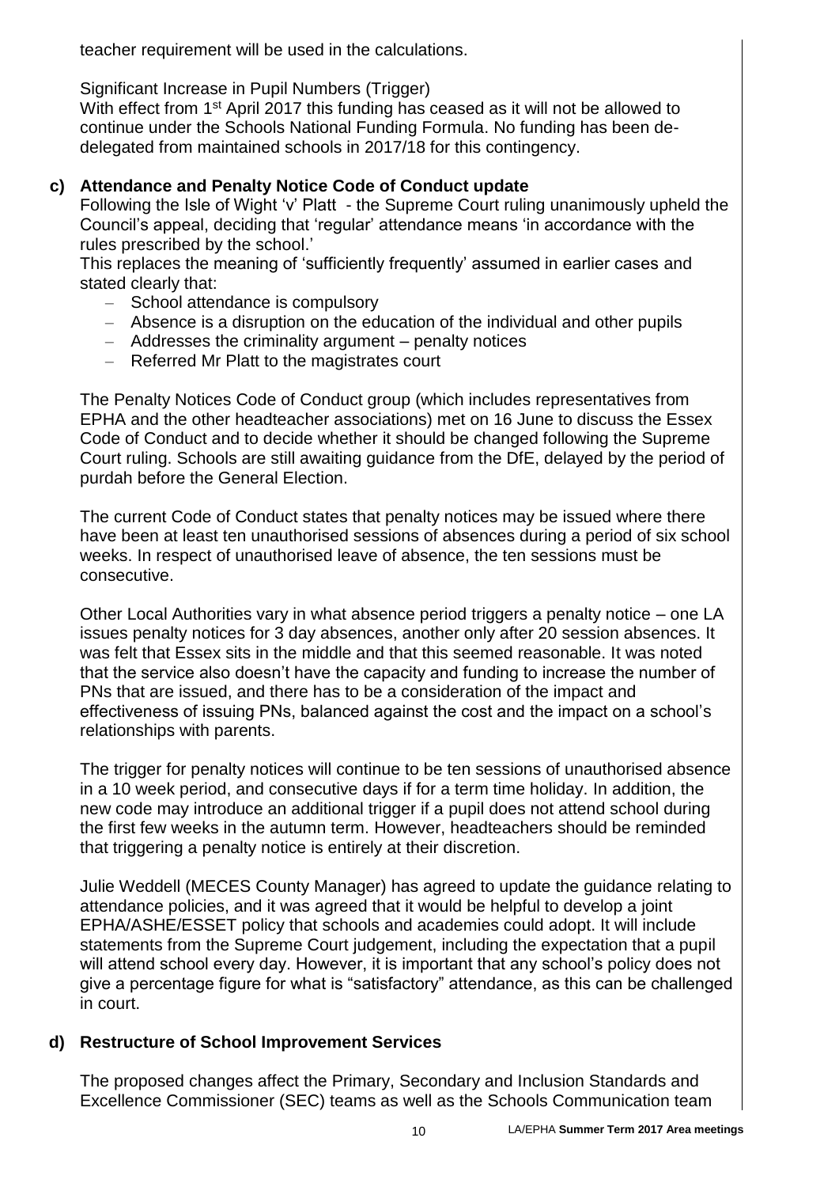teacher requirement will be used in the calculations.

Significant Increase in Pupil Numbers (Trigger)
With effect from 1st April 2017 this funding has ceased as it will not be allowed to continue under the Schools National Funding Formula. No funding has been de-delegated from maintained schools in 2017/18 for this contingency.

### c) Attendance and Penalty Notice Code of Conduct update

Following the Isle of Wight 'v' Platt - the Supreme Court ruling unanimously upheld the Council's appeal, deciding that 'regular' attendance means 'in accordance with the rules prescribed by the school.'
This replaces the meaning of 'sufficiently frequently' assumed in earlier cases and stated clearly that:

- School attendance is compulsory
- Absence is a disruption on the education of the individual and other pupils
- Addresses the criminality argument – penalty notices
- Referred Mr Platt to the magistrates court

The Penalty Notices Code of Conduct group (which includes representatives from EPHA and the other headteacher associations) met on 16 June to discuss the Essex Code of Conduct and to decide whether it should be changed following the Supreme Court ruling. Schools are still awaiting guidance from the DfE, delayed by the period of purdah before the General Election.

The current Code of Conduct states that penalty notices may be issued where there have been at least ten unauthorised sessions of absences during a period of six school weeks. In respect of unauthorised leave of absence, the ten sessions must be consecutive.

Other Local Authorities vary in what absence period triggers a penalty notice – one LA issues penalty notices for 3 day absences, another only after 20 session absences. It was felt that Essex sits in the middle and that this seemed reasonable. It was noted that the service also doesn't have the capacity and funding to increase the number of PNs that are issued, and there has to be a consideration of the impact and effectiveness of issuing PNs, balanced against the cost and the impact on a school's relationships with parents.

The trigger for penalty notices will continue to be ten sessions of unauthorised absence in a 10 week period, and consecutive days if for a term time holiday. In addition, the new code may introduce an additional trigger if a pupil does not attend school during the first few weeks in the autumn term. However, headteachers should be reminded that triggering a penalty notice is entirely at their discretion.

Julie Weddell (MECES County Manager) has agreed to update the guidance relating to attendance policies, and it was agreed that it would be helpful to develop a joint EPHA/ASHE/ESSET policy that schools and academies could adopt. It will include statements from the Supreme Court judgement, including the expectation that a pupil will attend school every day. However, it is important that any school's policy does not give a percentage figure for what is "satisfactory" attendance, as this can be challenged in court.

### d) Restructure of School Improvement Services

The proposed changes affect the Primary, Secondary and Inclusion Standards and Excellence Commissioner (SEC) teams as well as the Schools Communication team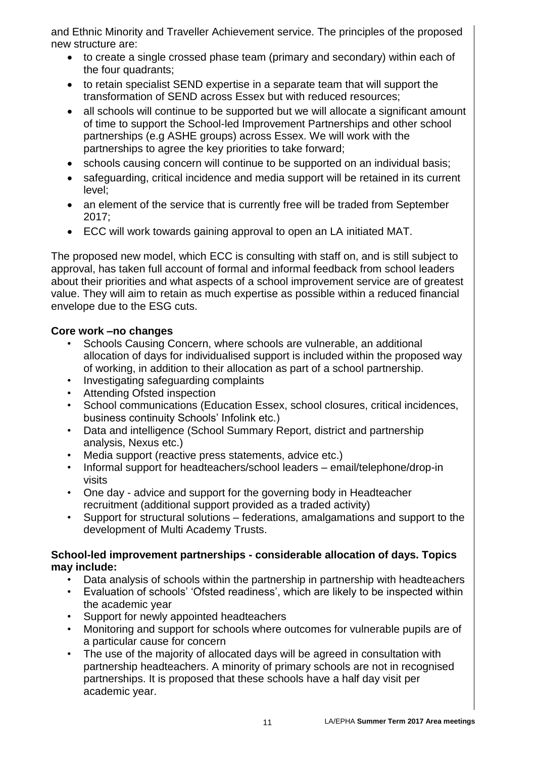and Ethnic Minority and Traveller Achievement service. The principles of the proposed new structure are:

- to create a single crossed phase team (primary and secondary) within each of the four quadrants;
- to retain specialist SEND expertise in a separate team that will support the transformation of SEND across Essex but with reduced resources;
- all schools will continue to be supported but we will allocate a significant amount of time to support the School-led Improvement Partnerships and other school partnerships (e.g ASHE groups) across Essex. We will work with the partnerships to agree the key priorities to take forward;
- schools causing concern will continue to be supported on an individual basis;
- safeguarding, critical incidence and media support will be retained in its current level;
- an element of the service that is currently free will be traded from September 2017;
- ECC will work towards gaining approval to open an LA initiated MAT.

The proposed new model, which ECC is consulting with staff on, and is still subject to approval, has taken full account of formal and informal feedback from school leaders about their priorities and what aspects of a school improvement service are of greatest value. They will aim to retain as much expertise as possible within a reduced financial envelope due to the ESG cuts.

**Core work –no changes**

- Schools Causing Concern, where schools are vulnerable, an additional allocation of days for individualised support is included within the proposed way of working, in addition to their allocation as part of a school partnership.
- Investigating safeguarding complaints
- Attending Ofsted inspection
- School communications (Education Essex, school closures, critical incidences, business continuity Schools' Infolink etc.)
- Data and intelligence (School Summary Report, district and partnership analysis, Nexus etc.)
- Media support (reactive press statements, advice etc.)
- Informal support for headteachers/school leaders – email/telephone/drop-in visits
- One day - advice and support for the governing body in Headteacher recruitment (additional support provided as a traded activity)
- Support for structural solutions – federations, amalgamations and support to the development of Multi Academy Trusts.

**School-led improvement partnerships - considerable allocation of days. Topics may include:**

- Data analysis of schools within the partnership in partnership with headteachers
- Evaluation of schools' 'Ofsted readiness', which are likely to be inspected within the academic year
- Support for newly appointed headteachers
- Monitoring and support for schools where outcomes for vulnerable pupils are of a particular cause for concern
- The use of the majority of allocated days will be agreed in consultation with partnership headteachers. A minority of primary schools are not in recognised partnerships. It is proposed that these schools have a half day visit per academic year.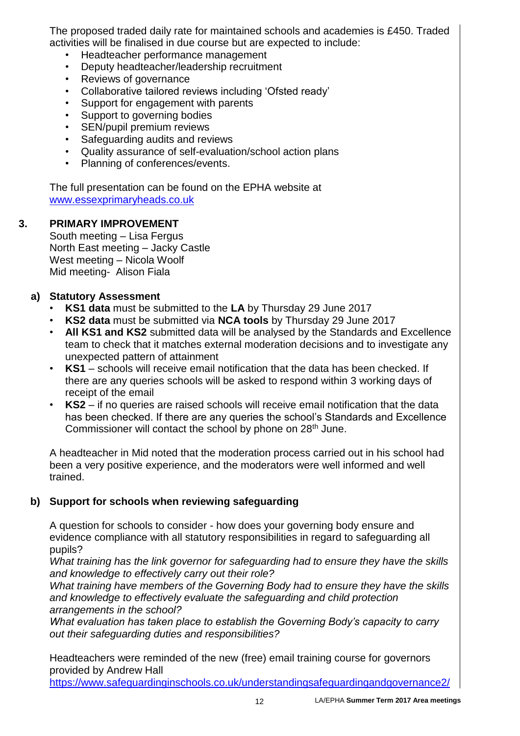The proposed traded daily rate for maintained schools and academies is £450. Traded activities will be finalised in due course but are expected to include:

- Headteacher performance management
- Deputy headteacher/leadership recruitment
- Reviews of governance
- Collaborative tailored reviews including 'Ofsted ready'
- Support for engagement with parents
- Support to governing bodies
- SEN/pupil premium reviews
- Safeguarding audits and reviews
- Quality assurance of self-evaluation/school action plans
- Planning of conferences/events.

The full presentation can be found on the EPHA website at [www.essexprimaryheads.co.uk](http://www.essexprimaryheads.co.uk)

## 3. PRIMARY IMPROVEMENT

South meeting – Lisa Fergus
North East meeting – Jacky Castle
West meeting – Nicola Woolf
Mid meeting- Alison Fiala

### a) Statutory Assessment

- **KS1 data** must be submitted to the **LA** by Thursday 29 June 2017
- **KS2 data** must be submitted via **NCA tools** by Thursday 29 June 2017
- **All KS1 and KS2** submitted data will be analysed by the Standards and Excellence team to check that it matches external moderation decisions and to investigate any unexpected pattern of attainment
- **KS1** – schools will receive email notification that the data has been checked. If there are any queries schools will be asked to respond within 3 working days of receipt of the email
- **KS2** – if no queries are raised schools will receive email notification that the data has been checked. If there are any queries the school's Standards and Excellence Commissioner will contact the school by phone on 28th June.

A headteacher in Mid noted that the moderation process carried out in his school had been a very positive experience, and the moderators were well informed and well trained.

### b) Support for schools when reviewing safeguarding

A question for schools to consider - how does your governing body ensure and evidence compliance with all statutory responsibilities in regard to safeguarding all pupils?

*What training has the link governor for safeguarding had to ensure they have the skills and knowledge to effectively carry out their role?*

*What training have members of the Governing Body had to ensure they have the skills and knowledge to effectively evaluate the safeguarding and child protection arrangements in the school?*

*What evaluation has taken place to establish the Governing Body's capacity to carry out their safeguarding duties and responsibilities?*

Headteachers were reminded of the new (free) email training course for governors provided by Andrew Hall
[https://www.safeguardinginschools.co.uk/understandingsafeguardingandgovernance2/](https://www.safeguardinginschools.co.uk/understandingsafeguardingandgovernance2/)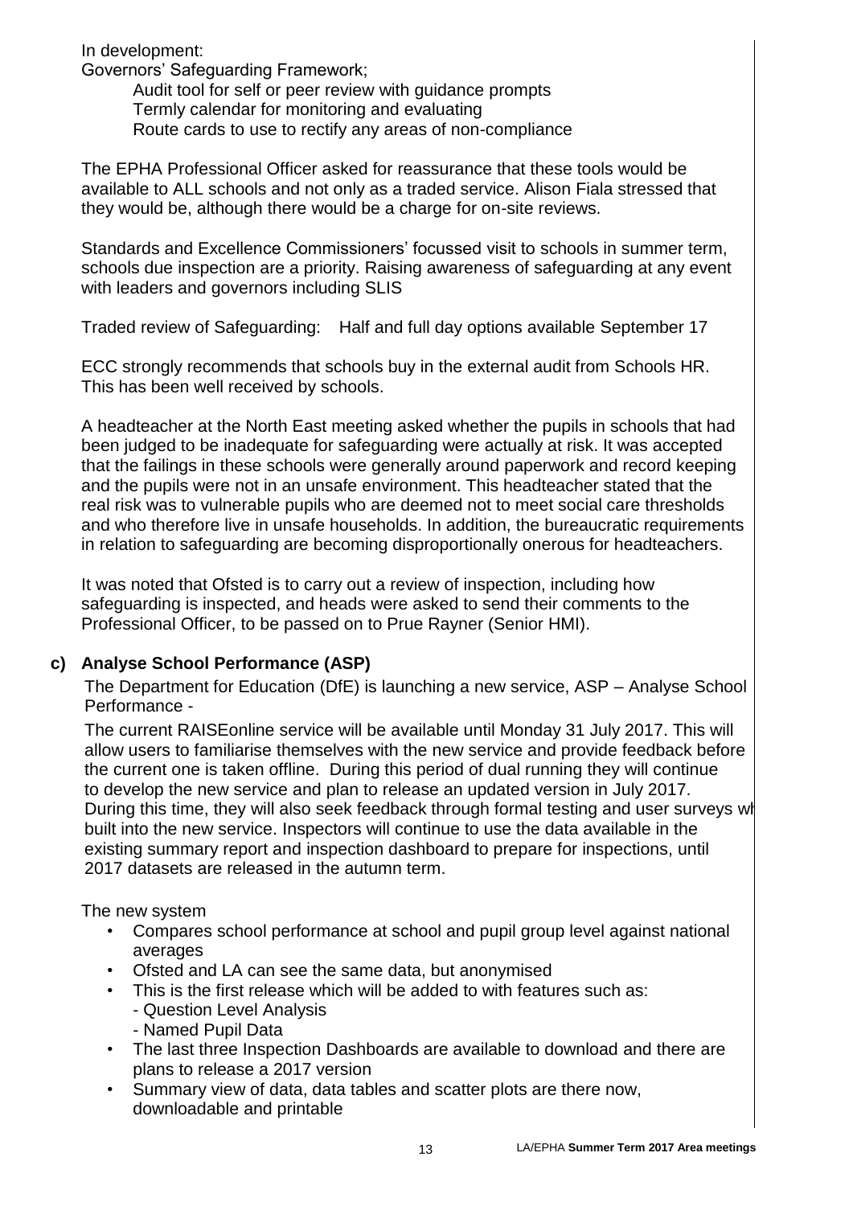In development:

Governors' Safeguarding Framework;

Audit tool for self or peer review with guidance prompts
Termly calendar for monitoring and evaluating
Route cards to use to rectify any areas of non-compliance

The EPHA Professional Officer asked for reassurance that these tools would be available to ALL schools and not only as a traded service. Alison Fiala stressed that they would be, although there would be a charge for on-site reviews.

Standards and Excellence Commissioners' focussed visit to schools in summer term, schools due inspection are a priority. Raising awareness of safeguarding at any event with leaders and governors including SLIS

Traded review of Safeguarding: Half and full day options available September 17

ECC strongly recommends that schools buy in the external audit from Schools HR. This has been well received by schools.

A headteacher at the North East meeting asked whether the pupils in schools that had been judged to be inadequate for safeguarding were actually at risk. It was accepted that the failings in these schools were generally around paperwork and record keeping and the pupils were not in an unsafe environment. This headteacher stated that the real risk was to vulnerable pupils who are deemed not to meet social care thresholds and who therefore live in unsafe households. In addition, the bureaucratic requirements in relation to safeguarding are becoming disproportionally onerous for headteachers.

It was noted that Ofsted is to carry out a review of inspection, including how safeguarding is inspected, and heads were asked to send their comments to the Professional Officer, to be passed on to Prue Rayner (Senior HMI).

### c) Analyse School Performance (ASP)

The Department for Education (DfE) is launching a new service, ASP – Analyse School Performance -

The current RAISEonline service will be available until Monday 31 July 2017. This will allow users to familiarise themselves with the new service and provide feedback before the current one is taken offline. During this period of dual running they will continue to develop the new service and plan to release an updated version in July 2017. During this time, they will also seek feedback through formal testing and user surveys wh built into the new service. Inspectors will continue to use the data available in the existing summary report and inspection dashboard to prepare for inspections, until 2017 datasets are released in the autumn term.

The new system

- Compares school performance at school and pupil group level against national averages
- Ofsted and LA can see the same data, but anonymised
- This is the first release which will be added to with features such as:
  - Question Level Analysis
  - Named Pupil Data
- The last three Inspection Dashboards are available to download and there are plans to release a 2017 version
- Summary view of data, data tables and scatter plots are there now, downloadable and printable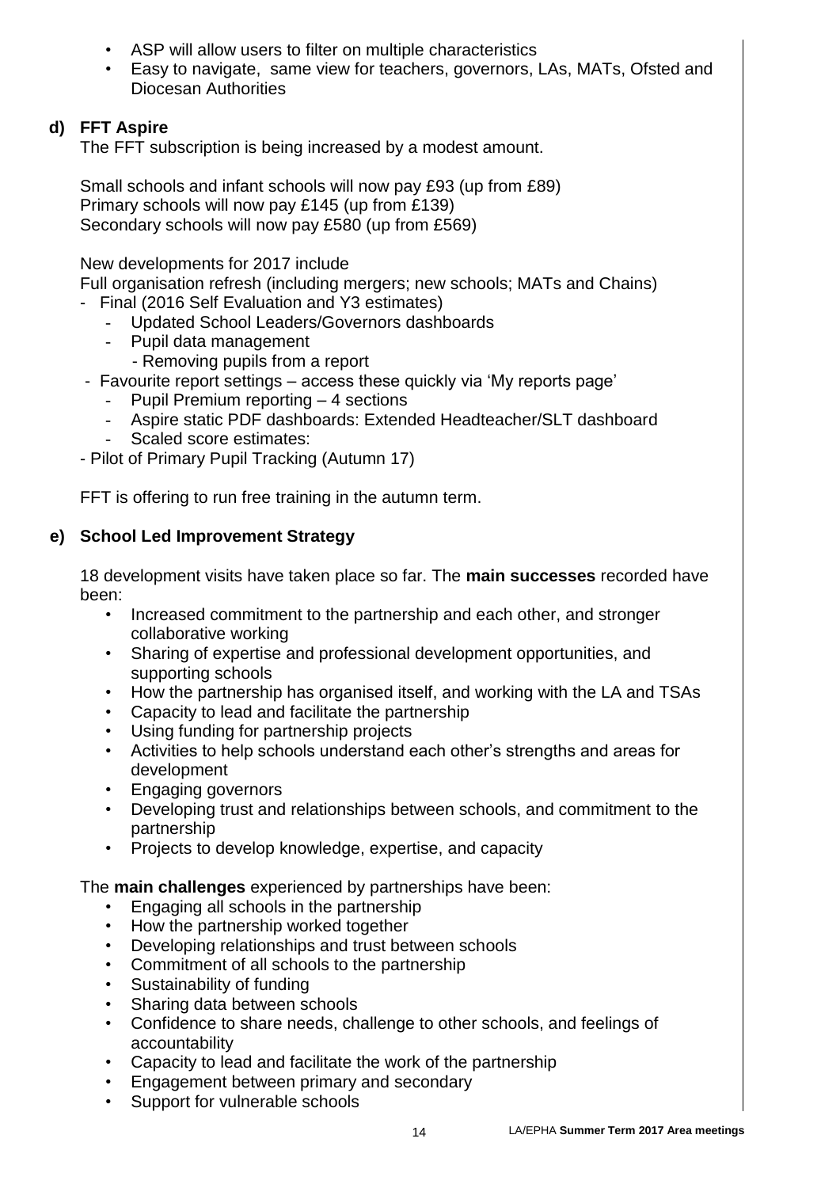- ASP will allow users to filter on multiple characteristics
- Easy to navigate, same view for teachers, governors, LAs, MATs, Ofsted and Diocesan Authorities

**d) FFT Aspire**

The FFT subscription is being increased by a modest amount.

Small schools and infant schools will now pay £93 (up from £89)
Primary schools will now pay £145 (up from £139)
Secondary schools will now pay £580 (up from £569)

New developments for 2017 include
Full organisation refresh (including mergers; new schools; MATs and Chains)

- Final (2016 Self Evaluation and Y3 estimates)
  - Updated School Leaders/Governors dashboards
  - Pupil data management
    - Removing pupils from a report
- Favourite report settings – access these quickly via 'My reports page'
  - Pupil Premium reporting – 4 sections
  - Aspire static PDF dashboards: Extended Headteacher/SLT dashboard
  - Scaled score estimates:
- Pilot of Primary Pupil Tracking (Autumn 17)

FFT is offering to run free training in the autumn term.

**e) School Led Improvement Strategy**

18 development visits have taken place so far. The **main successes** recorded have been:

- Increased commitment to the partnership and each other, and stronger collaborative working
- Sharing of expertise and professional development opportunities, and supporting schools
- How the partnership has organised itself, and working with the LA and TSAs
- Capacity to lead and facilitate the partnership
- Using funding for partnership projects
- Activities to help schools understand each other's strengths and areas for development
- Engaging governors
- Developing trust and relationships between schools, and commitment to the partnership
- Projects to develop knowledge, expertise, and capacity

The **main challenges** experienced by partnerships have been:

- Engaging all schools in the partnership
- How the partnership worked together
- Developing relationships and trust between schools
- Commitment of all schools to the partnership
- Sustainability of funding
- Sharing data between schools
- Confidence to share needs, challenge to other schools, and feelings of accountability
- Capacity to lead and facilitate the work of the partnership
- Engagement between primary and secondary
- Support for vulnerable schools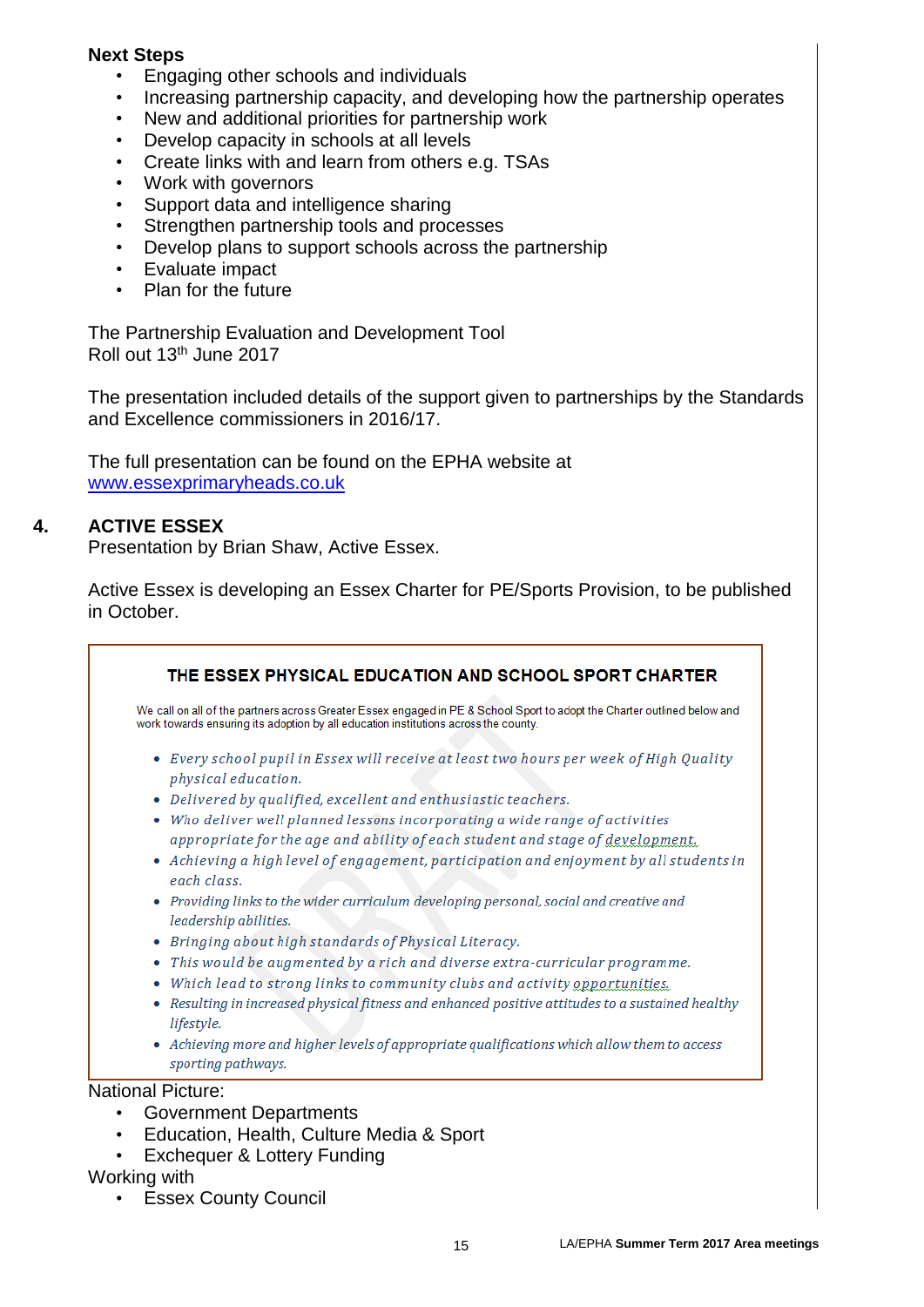**Next Steps**

- Engaging other schools and individuals
- Increasing partnership capacity, and developing how the partnership operates
- New and additional priorities for partnership work
- Develop capacity in schools at all levels
- Create links with and learn from others e.g. TSAs
- Work with governors
- Support data and intelligence sharing
- Strengthen partnership tools and processes
- Develop plans to support schools across the partnership
- Evaluate impact
- Plan for the future

The Partnership Evaluation and Development Tool
Roll out 13th June 2017

The presentation included details of the support given to partnerships by the Standards and Excellence commissioners in 2016/17.

The full presentation can be found on the EPHA website at [www.essexprimaryheads.co.uk](http://www.essexprimaryheads.co.uk)

## 4. ACTIVE ESSEX

Presentation by Brian Shaw, Active Essex.

Active Essex is developing an Essex Charter for PE/Sports Provision, to be published in October.

> **THE ESSEX PHYSICAL EDUCATION AND SCHOOL SPORT CHARTER**
>
> We call on all of the partners across Greater Essex engaged in PE & School Sport to adopt the Charter outlined below and work towards ensuring its adoption by all education institutions across the county.
>
> - *Every school pupil in Essex will receive at least two hours per week of High Quality physical education.*
> - *Delivered by qualified, excellent and enthusiastic teachers.*
> - *Who deliver well planned lessons incorporating a wide range of activities appropriate for the age and ability of each student and stage of development.*
> - *Achieving a high level of engagement, participation and enjoyment by all students in each class.*
> - *Providing links to the wider curriculum developing personal, social and creative and leadership abilities.*
> - *Bringing about high standards of Physical Literacy.*
> - *This would be augmented by a rich and diverse extra-curricular programme.*
> - *Which lead to strong links to community clubs and activity opportunities.*
> - *Resulting in increased physical fitness and enhanced positive attitudes to a sustained healthy lifestyle.*
> - *Achieving more and higher levels of appropriate qualifications which allow them to access sporting pathways.*

National Picture:

- Government Departments
- Education, Health, Culture Media & Sport
- Exchequer & Lottery Funding

Working with

- Essex County Council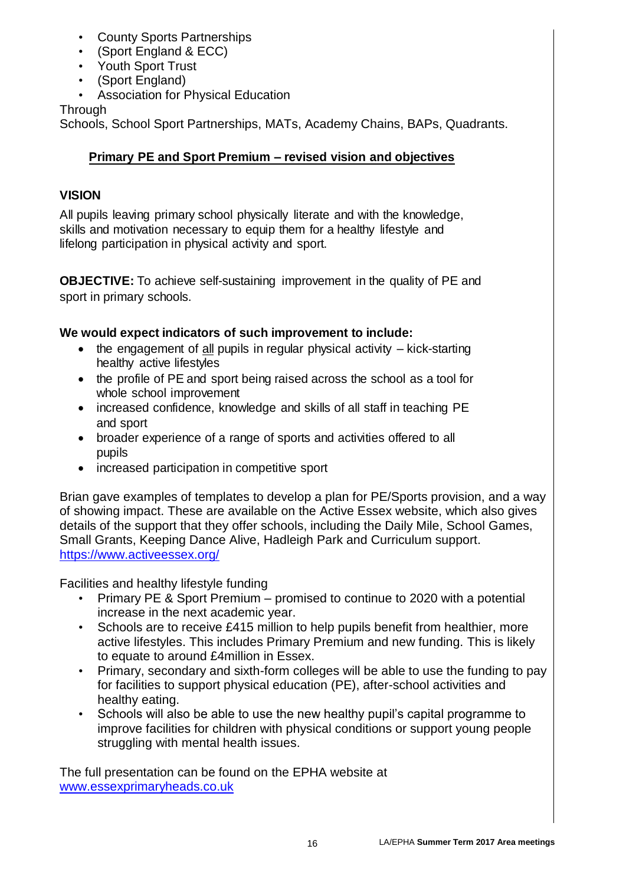- County Sports Partnerships
- (Sport England & ECC)
- Youth Sport Trust
- (Sport England)
- Association for Physical Education

Through
Schools, School Sport Partnerships, MATs, Academy Chains, BAPs, Quadrants.

## Primary PE and Sport Premium – revised vision and objectives

**VISION**

All pupils leaving primary school physically literate and with the knowledge, skills and motivation necessary to equip them for a healthy lifestyle and lifelong participation in physical activity and sport.

**OBJECTIVE:** To achieve self-sustaining improvement in the quality of PE and sport in primary schools.

**We would expect indicators of such improvement to include:**

- the engagement of all pupils in regular physical activity – kick-starting healthy active lifestyles
- the profile of PE and sport being raised across the school as a tool for whole school improvement
- increased confidence, knowledge and skills of all staff in teaching PE and sport
- broader experience of a range of sports and activities offered to all pupils
- increased participation in competitive sport

Brian gave examples of templates to develop a plan for PE/Sports provision, and a way of showing impact. These are available on the Active Essex website, which also gives details of the support that they offer schools, including the Daily Mile, School Games, Small Grants, Keeping Dance Alive, Hadleigh Park and Curriculum support. https://www.activeessex.org/

Facilities and healthy lifestyle funding

- Primary PE & Sport Premium – promised to continue to 2020 with a potential increase in the next academic year.
- Schools are to receive £415 million to help pupils benefit from healthier, more active lifestyles. This includes Primary Premium and new funding. This is likely to equate to around £4million in Essex.
- Primary, secondary and sixth-form colleges will be able to use the funding to pay for facilities to support physical education (PE), after-school activities and healthy eating.
- Schools will also be able to use the new healthy pupil's capital programme to improve facilities for children with physical conditions or support young people struggling with mental health issues.

The full presentation can be found on the EPHA website at www.essexprimaryheads.co.uk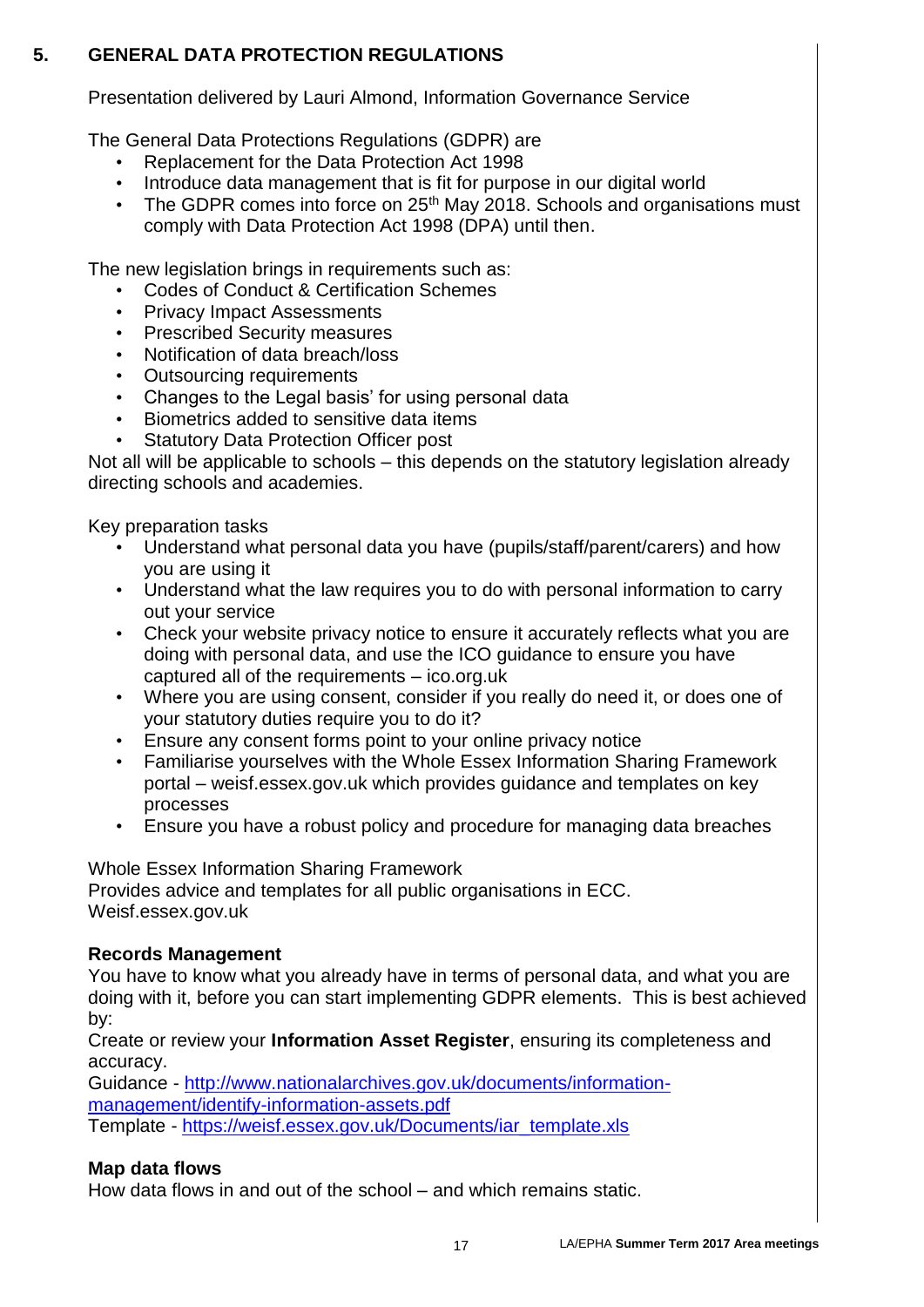## 5. GENERAL DATA PROTECTION REGULATIONS

Presentation delivered by Lauri Almond, Information Governance Service

The General Data Protections Regulations (GDPR) are

- Replacement for the Data Protection Act 1998
- Introduce data management that is fit for purpose in our digital world
- The GDPR comes into force on 25th May 2018. Schools and organisations must comply with Data Protection Act 1998 (DPA) until then.

The new legislation brings in requirements such as:

- Codes of Conduct & Certification Schemes
- Privacy Impact Assessments
- Prescribed Security measures
- Notification of data breach/loss
- Outsourcing requirements
- Changes to the Legal basis' for using personal data
- Biometrics added to sensitive data items
- Statutory Data Protection Officer post

Not all will be applicable to schools – this depends on the statutory legislation already directing schools and academies.

Key preparation tasks

- Understand what personal data you have (pupils/staff/parent/carers) and how you are using it
- Understand what the law requires you to do with personal information to carry out your service
- Check your website privacy notice to ensure it accurately reflects what you are doing with personal data, and use the ICO guidance to ensure you have captured all of the requirements – ico.org.uk
- Where you are using consent, consider if you really do need it, or does one of your statutory duties require you to do it?
- Ensure any consent forms point to your online privacy notice
- Familiarise yourselves with the Whole Essex Information Sharing Framework portal – weisf.essex.gov.uk which provides guidance and templates on key processes
- Ensure you have a robust policy and procedure for managing data breaches

Whole Essex Information Sharing Framework
Provides advice and templates for all public organisations in ECC.
Weisf.essex.gov.uk

**Records Management**
You have to know what you already have in terms of personal data, and what you are doing with it, before you can start implementing GDPR elements. This is best achieved by:
Create or review your **Information Asset Register**, ensuring its completeness and accuracy.
Guidance - http://www.nationalarchives.gov.uk/documents/information-management/identify-information-assets.pdf
Template - https://weisf.essex.gov.uk/Documents/iar_template.xls

**Map data flows**
How data flows in and out of the school – and which remains static.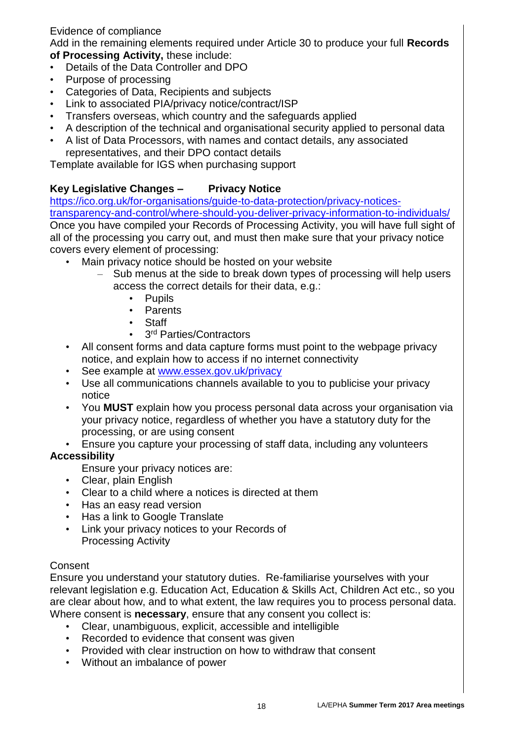Evidence of compliance

Add in the remaining elements required under Article 30 to produce your full **Records of Processing Activity,** these include:

- Details of the Data Controller and DPO
- Purpose of processing
- Categories of Data, Recipients and subjects
- Link to associated PIA/privacy notice/contract/ISP
- Transfers overseas, which country and the safeguards applied
- A description of the technical and organisational security applied to personal data
- A list of Data Processors, with names and contact details, any associated representatives, and their DPO contact details

Template available for IGS when purchasing support

**Key Legislative Changes – Privacy Notice**

https://ico.org.uk/for-organisations/guide-to-data-protection/privacy-notices-transparency-and-control/where-should-you-deliver-privacy-information-to-individuals/

Once you have compiled your Records of Processing Activity, you will have full sight of all of the processing you carry out, and must then make sure that your privacy notice covers every element of processing:

- Main privacy notice should be hosted on your website
  - Sub menus at the side to break down types of processing will help users access the correct details for their data, e.g.:
    - Pupils
    - Parents
    - Staff
    - 3rd Parties/Contractors
- All consent forms and data capture forms must point to the webpage privacy notice, and explain how to access if no internet connectivity
- See example at www.essex.gov.uk/privacy
- Use all communications channels available to you to publicise your privacy notice
- You **MUST** explain how you process personal data across your organisation via your privacy notice, regardless of whether you have a statutory duty for the processing, or are using consent
- Ensure you capture your processing of staff data, including any volunteers

**Accessibility**

Ensure your privacy notices are:

- Clear, plain English
- Clear to a child where a notices is directed at them
- Has an easy read version
- Has a link to Google Translate
- Link your privacy notices to your Records of Processing Activity

Consent

Ensure you understand your statutory duties. Re-familiarise yourselves with your relevant legislation e.g. Education Act, Education & Skills Act, Children Act etc., so you are clear about how, and to what extent, the law requires you to process personal data. Where consent is **necessary**, ensure that any consent you collect is:

- Clear, unambiguous, explicit, accessible and intelligible
- Recorded to evidence that consent was given
- Provided with clear instruction on how to withdraw that consent
- Without an imbalance of power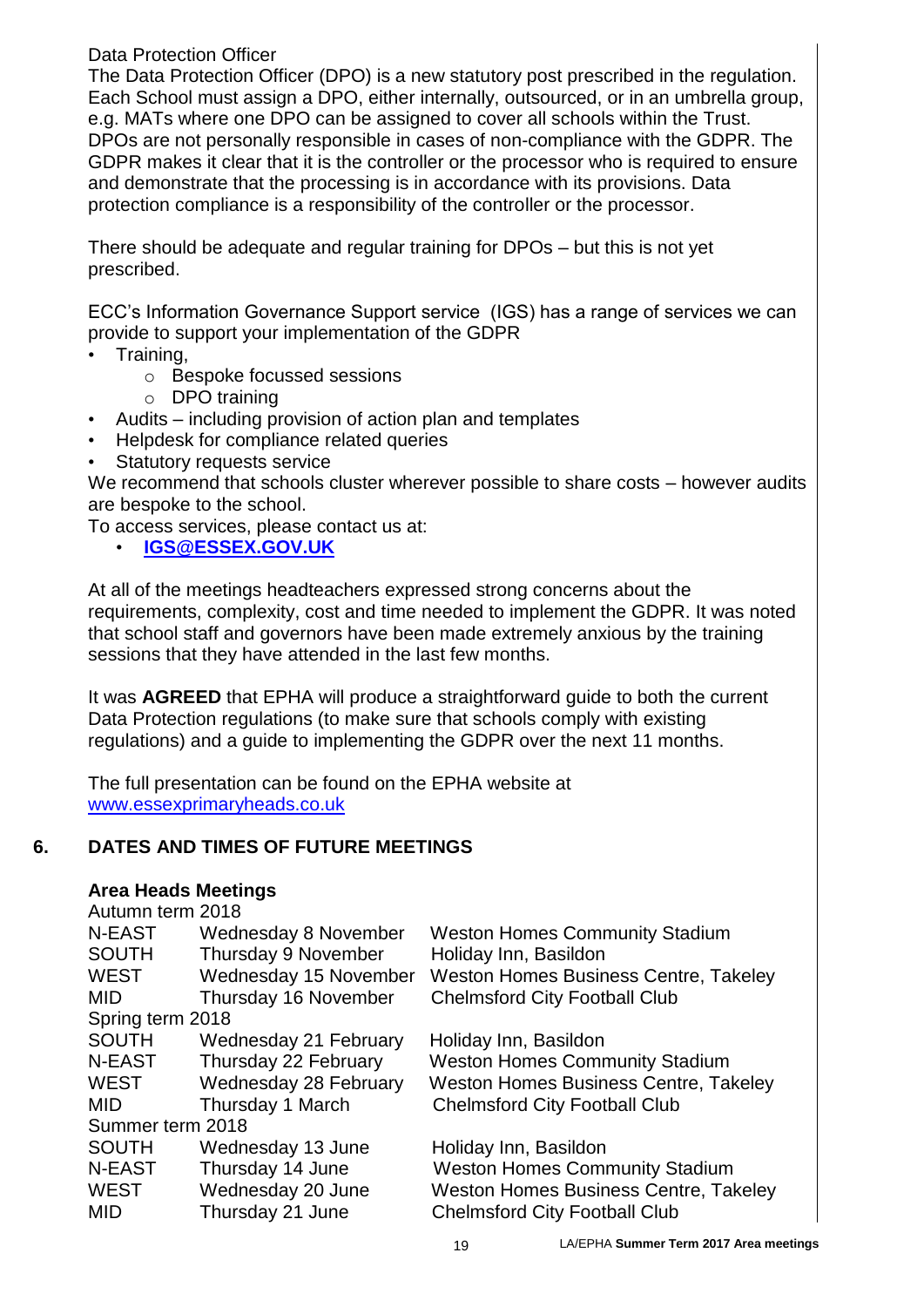Data Protection Officer

The Data Protection Officer (DPO) is a new statutory post prescribed in the regulation. Each School must assign a DPO, either internally, outsourced, or in an umbrella group, e.g. MATs where one DPO can be assigned to cover all schools within the Trust. DPOs are not personally responsible in cases of non-compliance with the GDPR. The GDPR makes it clear that it is the controller or the processor who is required to ensure and demonstrate that the processing is in accordance with its provisions. Data protection compliance is a responsibility of the controller or the processor.

There should be adequate and regular training for DPOs – but this is not yet prescribed.

ECC's Information Governance Support service (IGS) has a range of services we can provide to support your implementation of the GDPR

- Training,
  - Bespoke focussed sessions
  - DPO training
- Audits – including provision of action plan and templates
- Helpdesk for compliance related queries
- Statutory requests service

We recommend that schools cluster wherever possible to share costs – however audits are bespoke to the school.

To access services, please contact us at:

- **IGS@ESSEX.GOV.UK**

At all of the meetings headteachers expressed strong concerns about the requirements, complexity, cost and time needed to implement the GDPR. It was noted that school staff and governors have been made extremely anxious by the training sessions that they have attended in the last few months.

It was **AGREED** that EPHA will produce a straightforward guide to both the current Data Protection regulations (to make sure that schools comply with existing regulations) and a guide to implementing the GDPR over the next 11 months.

The full presentation can be found on the EPHA website at www.essexprimaryheads.co.uk

## 6. DATES AND TIMES OF FUTURE MEETINGS

**Area Heads Meetings**

| | | |
|---|---|---|
| Autumn term 2018 | | |
| N-EAST | Wednesday 8 November | Weston Homes Community Stadium |
| SOUTH | Thursday 9 November | Holiday Inn, Basildon |
| WEST | Wednesday 15 November | Weston Homes Business Centre, Takeley |
| MID | Thursday 16 November | Chelmsford City Football Club |
| Spring term 2018 | | |
| SOUTH | Wednesday 21 February | Holiday Inn, Basildon |
| N-EAST | Thursday 22 February | Weston Homes Community Stadium |
| WEST | Wednesday 28 February | Weston Homes Business Centre, Takeley |
| MID | Thursday 1 March | Chelmsford City Football Club |
| Summer term 2018 | | |
| SOUTH | Wednesday 13 June | Holiday Inn, Basildon |
| N-EAST | Thursday 14 June | Weston Homes Community Stadium |
| WEST | Wednesday 20 June | Weston Homes Business Centre, Takeley |
| MID | Thursday 21 June | Chelmsford City Football Club |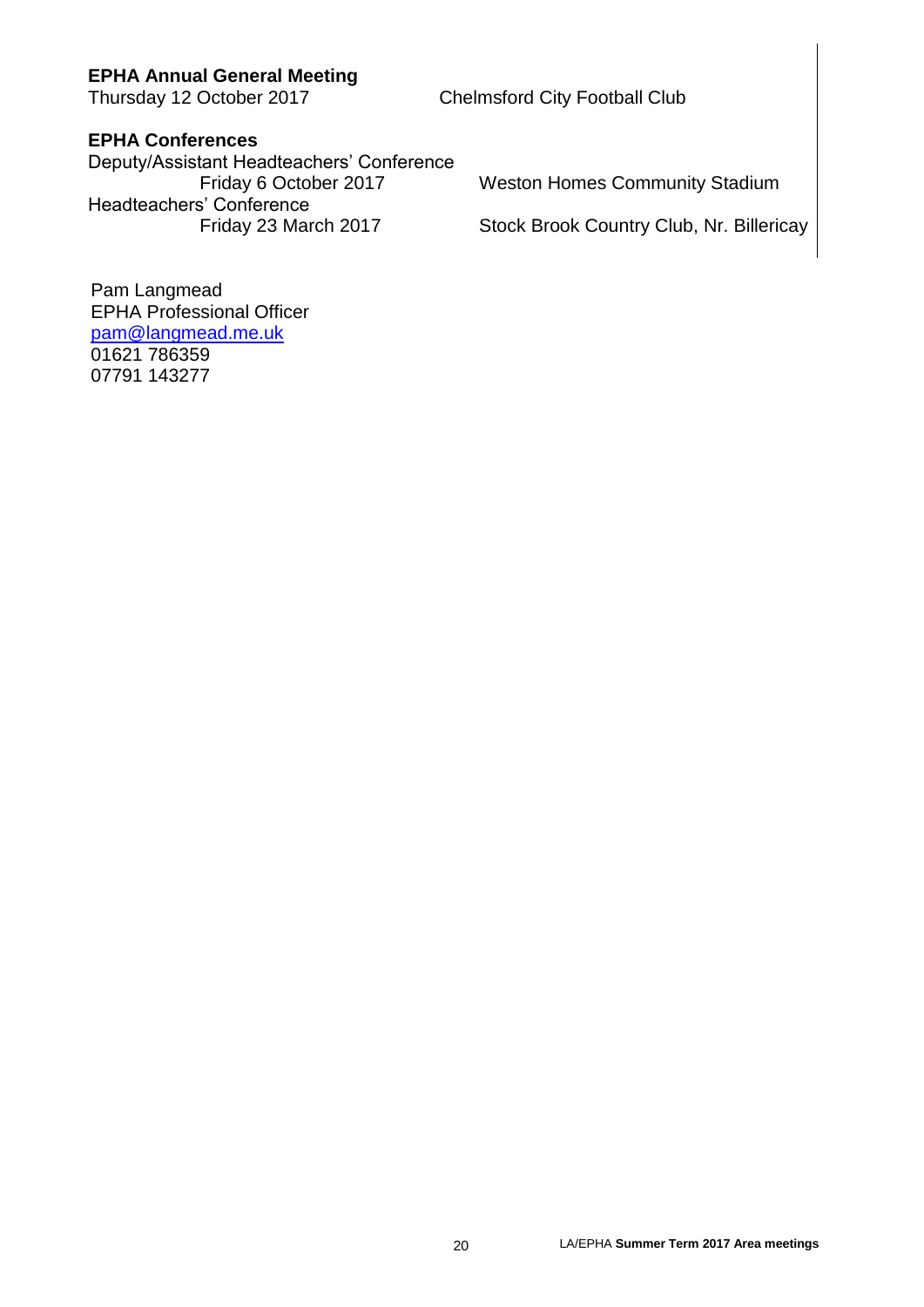**EPHA Annual General Meeting**

Thursday 12 October 2017 Chelmsford City Football Club

**EPHA Conferences**

Deputy/Assistant Headteachers' Conference

Friday 6 October 2017 Weston Homes Community Stadium

Headteachers' Conference

Friday 23 March 2017 Stock Brook Country Club, Nr. Billericay

Pam Langmead
EPHA Professional Officer
pam@langmead.me.uk
01621 786359
07791 143277